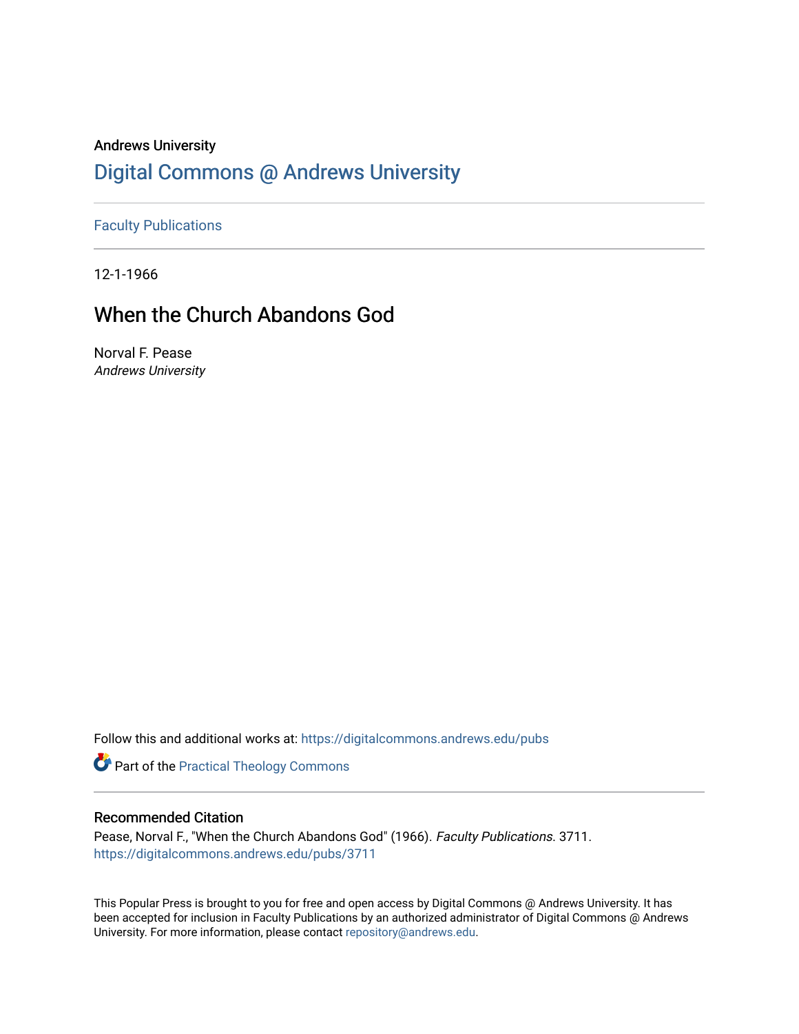Andrews University

# Digital Commons @ Andrews University

Faculty Publications

12-1-1966

## When the Church Abandons God

Norval F. Pease
*Andrews University*

Follow this and additional works at: https://digitalcommons.andrews.edu/pubs

Part of the Practical Theology Commons

### Recommended Citation

Pease, Norval F., "When the Church Abandons God" (1966). *Faculty Publications*. 3711.
https://digitalcommons.andrews.edu/pubs/3711

This Popular Press is brought to you for free and open access by Digital Commons @ Andrews University. It has been accepted for inclusion in Faculty Publications by an authorized administrator of Digital Commons @ Andrews University. For more information, please contact repository@andrews.edu.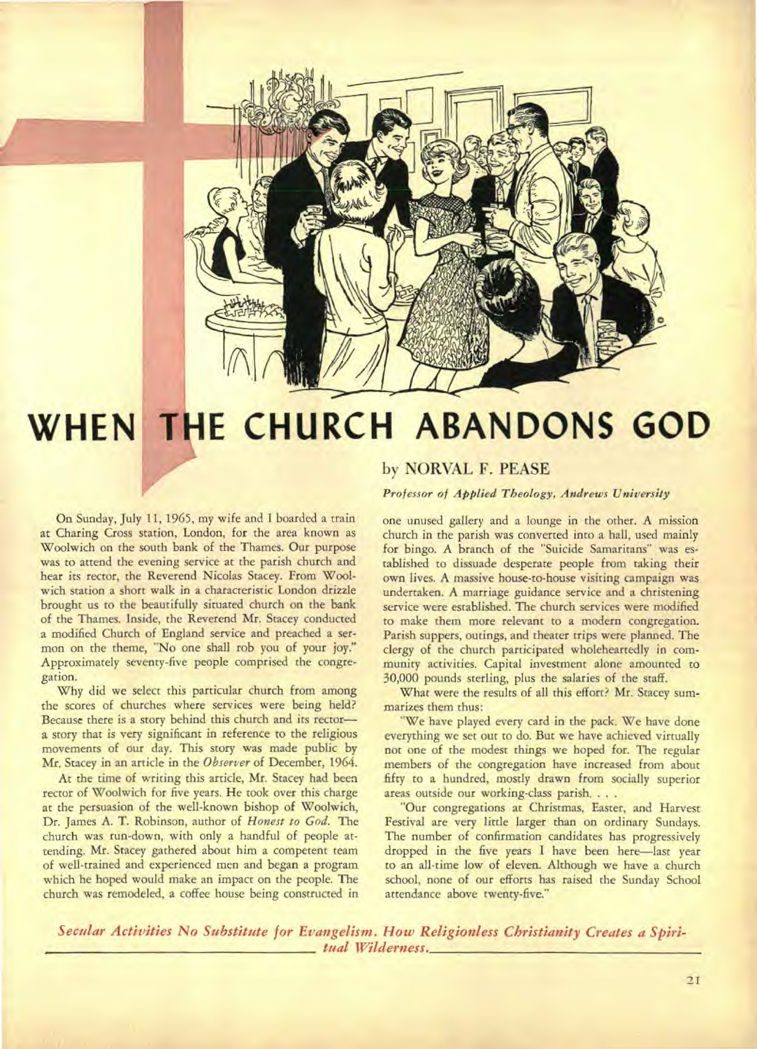// WHEN THE CHURCH ABANDONS GOD

# WHEN THE CHURCH ABANDONS GOD

**by NORVAL F. PEASE**

*Professor of Applied Theology, Andrews University*

On Sunday, July 11, 1965, my wife and I boarded a train at Charing Cross station, London, for the area known as Woolwich on the south bank of the Thames. Our purpose was to attend the evening service at the parish church and hear its rector, the Reverend Nicolas Stacey. From Woolwich station a short walk in a characteristic London drizzle brought us to the beautifully situated church on the bank of the Thames. Inside, the Reverend Mr. Stacey conducted a modified Church of England service and preached a sermon on the theme, "No one shall rob you of your joy." Approximately seventy-five people comprised the congregation.

Why did we select this particular church from among the scores of churches where services were being held? Because there is a story behind this church and its rector—a story that is very significant in reference to the religious movements of our day. This story was made public by Mr. Stacey in an article in the *Observer* of December, 1964.

At the time of writing this article, Mr. Stacey had been rector of Woolwich for five years. He took over this charge at the persuasion of the well-known bishop of Woolwich, Dr. James A. T. Robinson, author of *Honest to God*. The church was run-down, with only a handful of people attending. Mr. Stacey gathered about him a competent team of well-trained and experienced men and began a program which he hoped would make an impact on the people. The church was remodeled, a coffee house being constructed in one unused gallery and a lounge in the other. A mission church in the parish was converted into a hall, used mainly for bingo. A branch of the "Suicide Samaritans" was established to dissuade desperate people from taking their own lives. A massive house-to-house visiting campaign was undertaken. A marriage guidance service and a christening service were established. The church services were modified to make them more relevant to a modern congregation. Parish suppers, outings, and theater trips were planned. The clergy of the church participated wholeheartedly in community activities. Capital investment alone amounted to 30,000 pounds sterling, plus the salaries of the staff.

What were the results of all this effort? Mr. Stacey summarizes them thus:

"We have played every card in the pack. We have done everything we set out to do. But we have achieved virtually not one of the modest things we hoped for. The regular members of the congregation have increased from about fifty to a hundred, mostly drawn from socially superior areas outside our working-class parish. . . .

"Our congregations at Christmas, Easter, and Harvest Festival are very little larger than on ordinary Sundays. The number of confirmation candidates has progressively dropped in the five years I have been here—last year to an all-time low of eleven. Although we have a church school, none of our efforts has raised the Sunday School attendance above twenty-five."

*Secular Activities No Substitute for Evangelism. How Religionless Christianity Creates a Spiritual Wilderness.*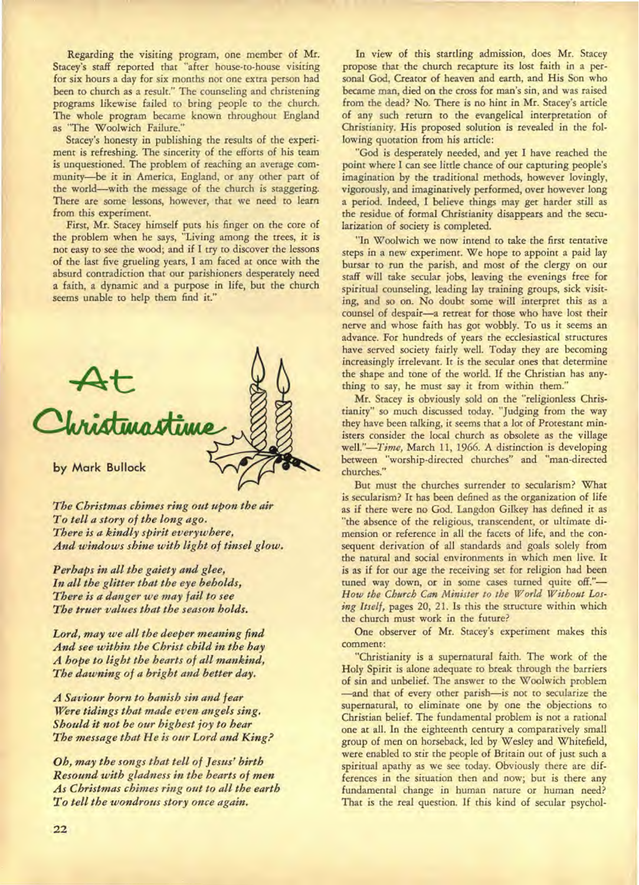Regarding the visiting program, one member of Mr. Stacey's staff reported that "after house-to-house visiting for six hours a day for six months not one extra person had been to church as a result." The counseling and christening programs likewise failed to bring people to the church. The whole program became known throughout England as "The Woolwich Failure."

Stacey's honesty in publishing the results of the experiment is refreshing. The sincerity of the efforts of his team is unquestioned. The problem of reaching an average community—be it in America, England, or any other part of the world—with the message of the church is staggering. There are some lessons, however, that we need to learn from this experiment.

First, Mr. Stacey himself puts his finger on the core of the problem when he says, "Living among the trees, it is not easy to see the wood; and if I try to discover the lessons of the last five grueling years, I am faced at once with the absurd contradiction that our parishioners desperately need a faith, a dynamic and a purpose in life, but the church seems unable to help them find it."

## At Christmastime

by Mark Bullock

*The Christmas chimes ring out upon the air*
*To tell a story of the long ago.*
*There is a kindly spirit everywhere,*
*And windows shine with light of tinsel glow.*

*Perhaps in all the gaiety and glee,*
*In all the glitter that the eye beholds,*
*There is a danger we may fail to see*
*The truer values that the season holds.*

*Lord, may we all the deeper meaning find*
*And see within the Christ child in the hay*
*A hope to light the hearts of all mankind,*
*The dawning of a bright and better day.*

*A Saviour born to banish sin and fear*
*Were tidings that made even angels sing.*
*Should it not be our highest joy to hear*
*The message that He is our Lord and King?*

*Oh, may the songs that tell of Jesus' birth*
*Resound with gladness in the hearts of men*
*As Christmas chimes ring out to all the earth*
*To tell the wondrous story once again.*

In view of this startling admission, does Mr. Stacey propose that the church recapture its lost faith in a personal God, Creator of heaven and earth, and His Son who became man, died on the cross for man's sin, and was raised from the dead? No. There is no hint in Mr. Stacey's article of any such return to the evangelical interpretation of Christianity. His proposed solution is revealed in the following quotation from his article:

"God is desperately needed, and yet I have reached the point where I can see little chance of our capturing people's imagination by the traditional methods, however lovingly, vigorously, and imaginatively performed, over however long a period. Indeed, I believe things may get harder still as the residue of formal Christianity disappears and the secularization of society is completed.

"In Woolwich we now intend to take the first tentative steps in a new experiment. We hope to appoint a paid lay bursar to run the parish, and most of the clergy on our staff will take secular jobs, leaving the evenings free for spiritual counseling, leading lay training groups, sick visiting, and so on. No doubt some will interpret this as a counsel of despair—a retreat for those who have lost their nerve and whose faith has got wobbly. To us it seems an advance. For hundreds of years the ecclesiastical structures have served society fairly well. Today they are becoming increasingly irrelevant. It is the secular ones that determine the shape and tone of the world. If the Christian has anything to say, he must say it from within them."

Mr. Stacey is obviously sold on the "religionless Christianity" so much discussed today. "Judging from the way they have been talking, it seems that a lot of Protestant ministers consider the local church as obsolete as the village well."—*Time*, March 11, 1966. A distinction is developing between "worship-directed churches" and "man-directed churches."

But must the churches surrender to secularism? What is secularism? It has been defined as the organization of life as if there were no God. Langdon Gilkey has defined it as "the absence of the religious, transcendent, or ultimate dimension or reference in all the facets of life, and the consequent derivation of all standards and goals solely from the natural and social environments in which men live. It is as if for our age the receiving set for religion had been tuned way down, or in some cases turned quite off."—*How the Church Can Minister to the World Without Losing Itself*, pages 20, 21. Is this the structure within which the church must work in the future?

One observer of Mr. Stacey's experiment makes this comment:

"Christianity is a supernatural faith. The work of the Holy Spirit is alone adequate to break through the barriers of sin and unbelief. The answer to the Woolwich problem—and that of every other parish—is not to secularize the supernatural, to eliminate one by one the objections to Christian belief. The fundamental problem is not a rational one at all. In the eighteenth century a comparatively small group of men on horseback, led by Wesley and Whitefield, were enabled to stir the people of Britain out of just such a spiritual apathy as we see today. Obviously there are differences in the situation then and now; but is there any fundamental change in human nature or human need? That is the real question. If this kind of secular psychol-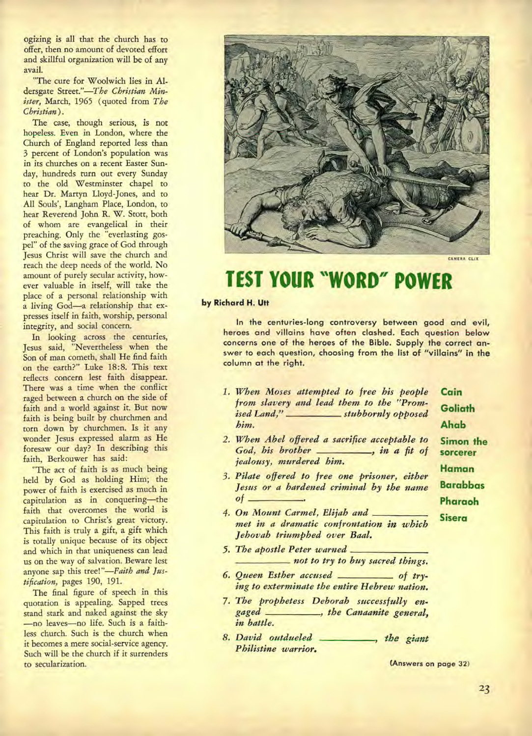ogizing is all that the church has to offer, then no amount of devoted effort and skillful organization will be of any avail.

"The cure for Woolwich lies in Aldersgate Street."—*The Christian Minister,* March, 1965 (quoted from *The Christian*).

The case, though serious, is not hopeless. Even in London, where the Church of England reported less than 3 percent of London's population was in its churches on a recent Easter Sunday, hundreds turn out every Sunday to the old Westminster chapel to hear Dr. Martyn Lloyd-Jones, and to All Souls', Langham Place, London, to hear Reverend John R. W. Stott, both of whom are evangelical in their preaching. Only the "everlasting gospel" of the saving grace of God through Jesus Christ will save the church and reach the deep needs of the world. No amount of purely secular activity, however valuable in itself, will take the place of a personal relationship with a living God—a relationship that expresses itself in faith, worship, personal integrity, and social concern.

In looking across the centuries, Jesus said, "Nevertheless when the Son of man cometh, shall He find faith on the earth?" Luke 18:8. This text reflects concern lest faith disappear. There was a time when the conflict raged between a church on the side of faith and a world against it. But now faith is being built by churchmen and torn down by churchmen. Is it any wonder Jesus expressed alarm as He foresaw our day? In describing this faith, Berkouwer has said:

"The act of faith is as much being held by God as holding Him; the power of faith is exercised as much in capitulation as in conquering—the faith that overcomes the world is capitulation to Christ's great victory. This faith is truly a gift, a gift which is totally unique because of its object and which in that uniqueness can lead us on the way of salvation. Beware lest anyone sap this tree!"—*Faith and Justification,* pages 190, 191.

The final figure of speech in this quotation is appealing. Sapped trees stand stark and naked against the sky—no leaves—no life. Such is a faithless church. Such is the church when it becomes a mere social-service agency. Such will be the church if it surrenders to secularization.

CAMERA CLIX

# TEST YOUR "WORD" POWER

**by Richard H. Utt**

In the centuries-long controversy between good and evil, heroes and villains have often clashed. Each question below concerns one of the heroes of the Bible. Supply the correct answer to each question, choosing from the list of "villains" in the column at the right.

1. *When Moses attempted to free his people from slavery and lead them to the "Promised Land," __________ stubbornly opposed him.*
2. *When Abel offered a sacrifice acceptable to God, his brother __________, in a fit of jealousy, murdered him.*
3. *Pilate offered to free one prisoner, either Jesus or a hardened criminal by the name of __________.*
4. *On Mount Carmel, Elijah and __________ met in a dramatic confrontation in which Jehovah triumphed over Baal.*
5. *The apostle Peter warned __________ __________ not to try to buy sacred things.*
6. *Queen Esther accused __________ of trying to exterminate the entire Hebrew nation.*
7. *The prophetess Deborah successfully engaged __________, the Canaanite general, in battle.*
8. *David outdueled __________, the giant Philistine warrior.*

**Cain**
**Goliath**
**Ahab**
**Simon the sorcerer**
**Haman**
**Barabbas**
**Pharaoh**
**Sisera**

(Answers on page 32)